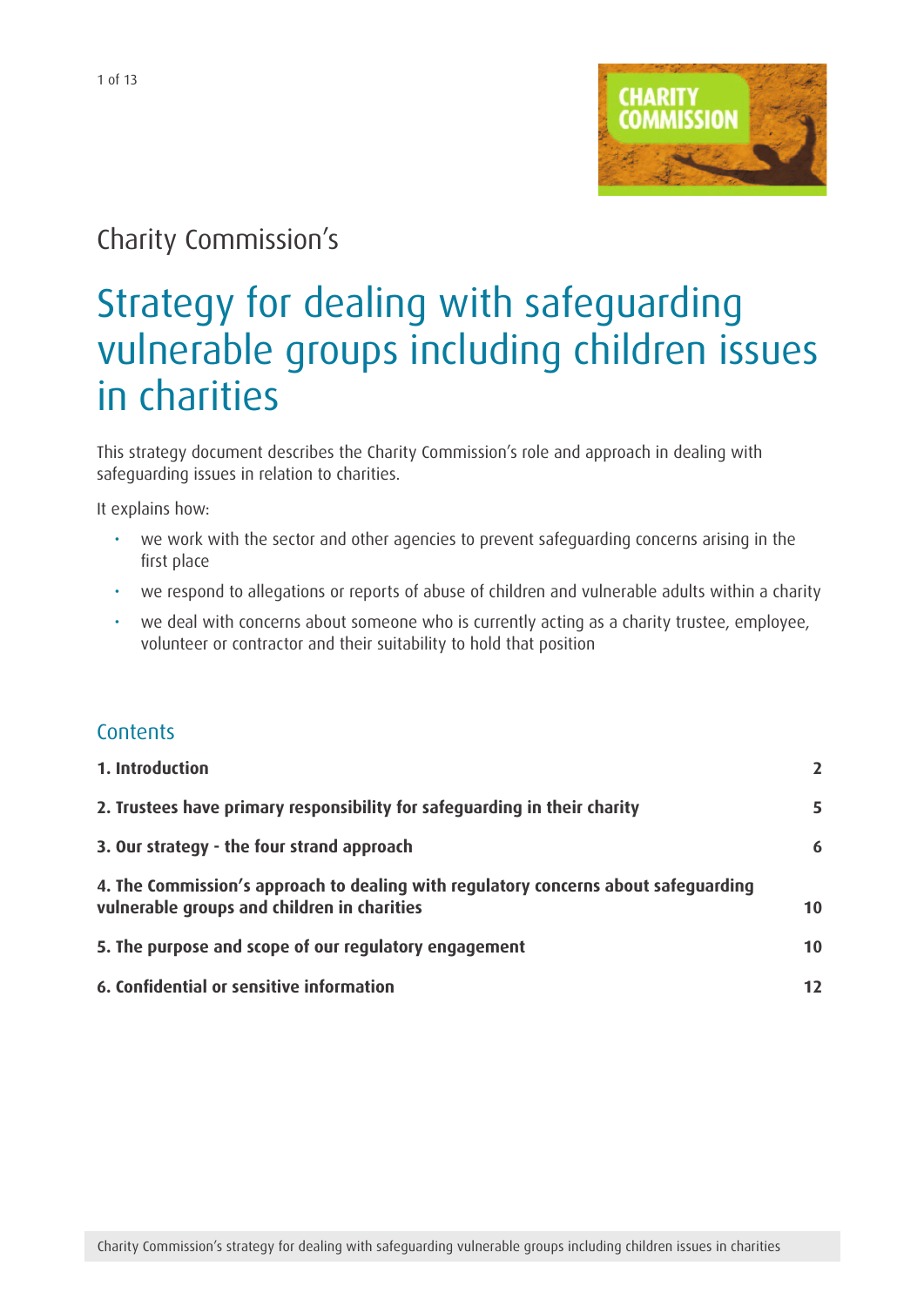Charity Commission's

# Strategy for dealing with safeguarding vulnerable groups including children issues in charities

This strategy document describes the Charity Commission's role and approach in dealing with safeguarding issues in relation to charities.

It explains how:

- we work with the sector and other agencies to prevent safeguarding concerns arising in the first place
- we respond to allegations or reports of abuse of children and vulnerable adults within a charity
- we deal with concerns about someone who is currently acting as a charity trustee, employee, volunteer or contractor and their suitability to hold that position

## Contents

| | |
|---|---|
| **1. Introduction** | **2** |
| **2. Trustees have primary responsibility for safeguarding in their charity** | **5** |
| **3. Our strategy - the four strand approach** | **6** |
| **4. The Commission's approach to dealing with regulatory concerns about safeguarding vulnerable groups and children in charities** | **10** |
| **5. The purpose and scope of our regulatory engagement** | **10** |
| **6. Confidential or sensitive information** | **12** |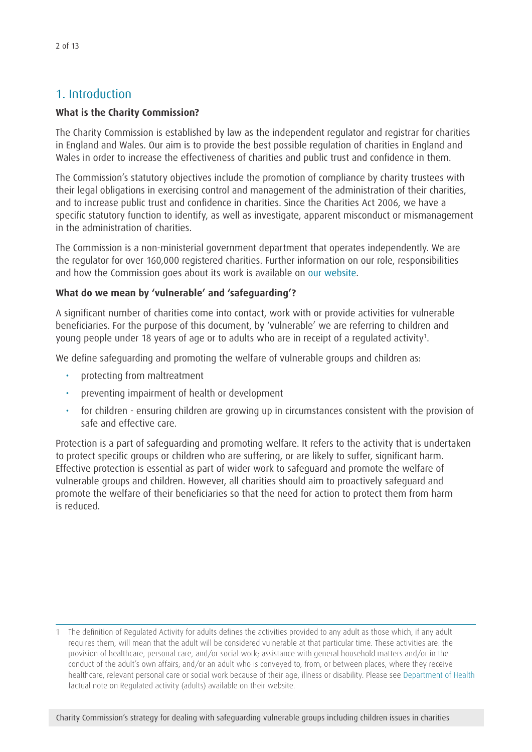## 1. Introduction

**What is the Charity Commission?**

The Charity Commission is established by law as the independent regulator and registrar for charities in England and Wales. Our aim is to provide the best possible regulation of charities in England and Wales in order to increase the effectiveness of charities and public trust and confidence in them.

The Commission's statutory objectives include the promotion of compliance by charity trustees with their legal obligations in exercising control and management of the administration of their charities, and to increase public trust and confidence in charities. Since the Charities Act 2006, we have a specific statutory function to identify, as well as investigate, apparent misconduct or mismanagement in the administration of charities.

The Commission is a non-ministerial government department that operates independently. We are the regulator for over 160,000 registered charities. Further information on our role, responsibilities and how the Commission goes about its work is available on our website.

**What do we mean by 'vulnerable' and 'safeguarding'?**

A significant number of charities come into contact, work with or provide activities for vulnerable beneficiaries. For the purpose of this document, by 'vulnerable' we are referring to children and young people under 18 years of age or to adults who are in receipt of a regulated activity[1].

We define safeguarding and promoting the welfare of vulnerable groups and children as:

- protecting from maltreatment
- preventing impairment of health or development
- for children - ensuring children are growing up in circumstances consistent with the provision of safe and effective care.

Protection is a part of safeguarding and promoting welfare. It refers to the activity that is undertaken to protect specific groups or children who are suffering, or are likely to suffer, significant harm. Effective protection is essential as part of wider work to safeguard and promote the welfare of vulnerable groups and children. However, all charities should aim to proactively safeguard and promote the welfare of their beneficiaries so that the need for action to protect them from harm is reduced.

---

1 The definition of Regulated Activity for adults defines the activities provided to any adult as those which, if any adult requires them, will mean that the adult will be considered vulnerable at that particular time. These activities are: the provision of healthcare, personal care, and/or social work; assistance with general household matters and/or in the conduct of the adult's own affairs; and/or an adult who is conveyed to, from, or between places, where they receive healthcare, relevant personal care or social work because of their age, illness or disability. Please see Department of Health factual note on Regulated activity (adults) available on their website.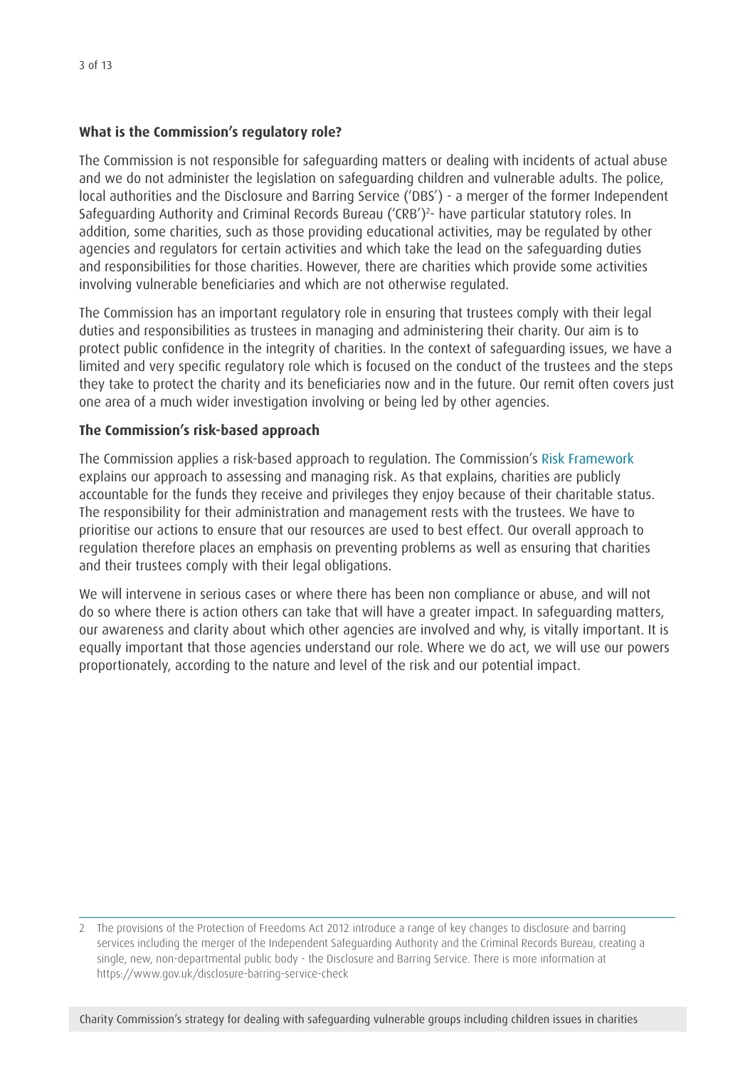### What is the Commission's regulatory role?

The Commission is not responsible for safeguarding matters or dealing with incidents of actual abuse and we do not administer the legislation on safeguarding children and vulnerable adults. The police, local authorities and the Disclosure and Barring Service ('DBS') - a merger of the former Independent Safeguarding Authority and Criminal Records Bureau ('CRB')[2]- have particular statutory roles. In addition, some charities, such as those providing educational activities, may be regulated by other agencies and regulators for certain activities and which take the lead on the safeguarding duties and responsibilities for those charities. However, there are charities which provide some activities involving vulnerable beneficiaries and which are not otherwise regulated.

The Commission has an important regulatory role in ensuring that trustees comply with their legal duties and responsibilities as trustees in managing and administering their charity. Our aim is to protect public confidence in the integrity of charities. In the context of safeguarding issues, we have a limited and very specific regulatory role which is focused on the conduct of the trustees and the steps they take to protect the charity and its beneficiaries now and in the future. Our remit often covers just one area of a much wider investigation involving or being led by other agencies.

### The Commission's risk-based approach

The Commission applies a risk-based approach to regulation. The Commission's Risk Framework explains our approach to assessing and managing risk. As that explains, charities are publicly accountable for the funds they receive and privileges they enjoy because of their charitable status. The responsibility for their administration and management rests with the trustees. We have to prioritise our actions to ensure that our resources are used to best effect. Our overall approach to regulation therefore places an emphasis on preventing problems as well as ensuring that charities and their trustees comply with their legal obligations.

We will intervene in serious cases or where there has been non compliance or abuse, and will not do so where there is action others can take that will have a greater impact. In safeguarding matters, our awareness and clarity about which other agencies are involved and why, is vitally important. It is equally important that those agencies understand our role. Where we do act, we will use our powers proportionately, according to the nature and level of the risk and our potential impact.

---

[2] The provisions of the Protection of Freedoms Act 2012 introduce a range of key changes to disclosure and barring services including the merger of the Independent Safeguarding Authority and the Criminal Records Bureau, creating a single, new, non-departmental public body - the Disclosure and Barring Service. There is more information at https://www.gov.uk/disclosure-barring-service-check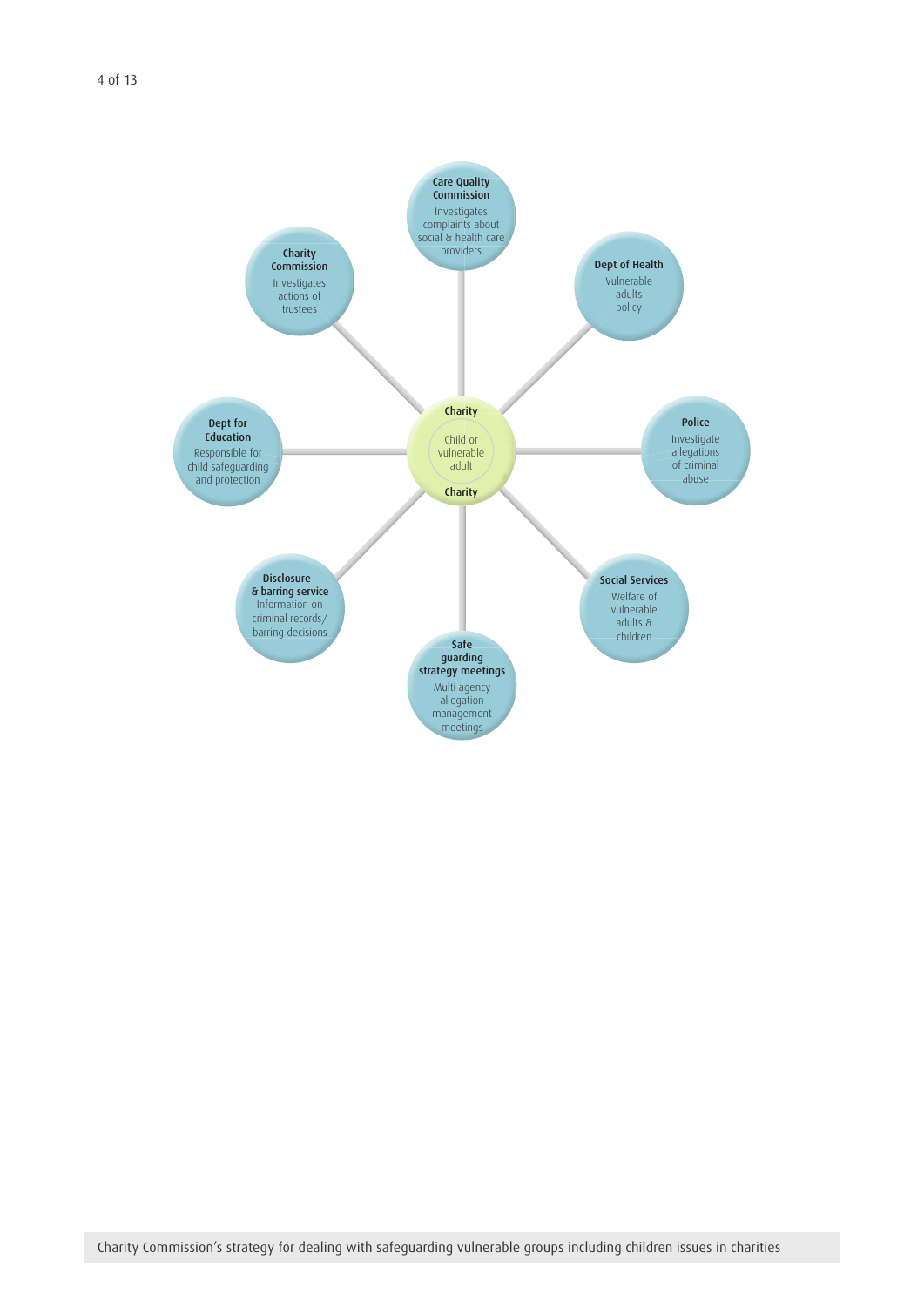**Charity**

Child or vulnerable adult

**Charity**

**Care Quality Commission**
Investigates complaints about social & health care providers

**Dept of Health**
Vulnerable adults policy

**Police**
Investigate allegations of criminal abuse

**Social Services**
Welfare of vulnerable adults & children

**Safe guarding strategy meetings**
Multi agency allegation management meetings

**Disclosure & barring service**
Information on criminal records/ barring decisions

**Dept for Education**
Responsible for child safeguarding and protection

**Charity Commission**
Investigates actions of trustees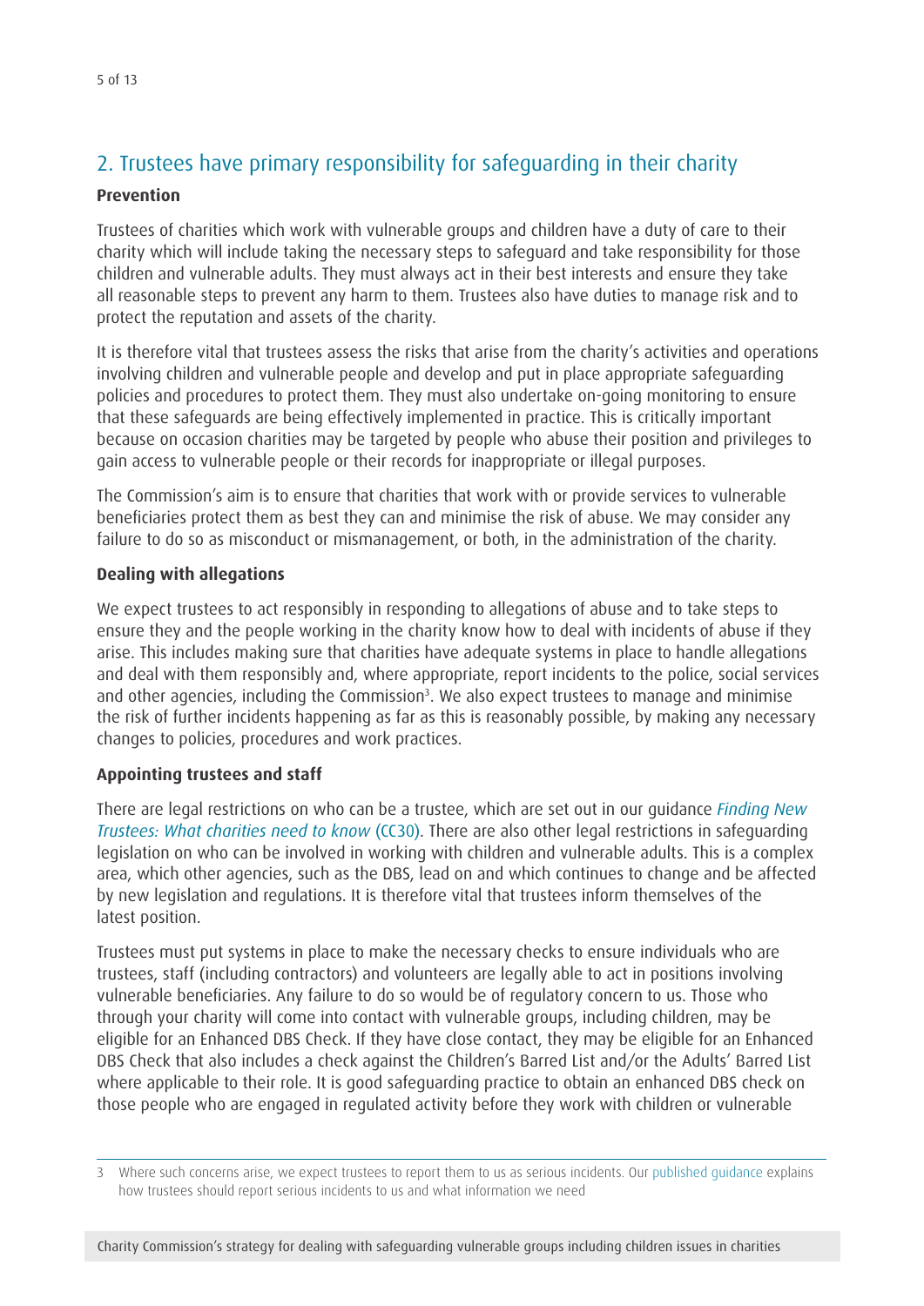## 2. Trustees have primary responsibility for safeguarding in their charity

**Prevention**

Trustees of charities which work with vulnerable groups and children have a duty of care to their charity which will include taking the necessary steps to safeguard and take responsibility for those children and vulnerable adults. They must always act in their best interests and ensure they take all reasonable steps to prevent any harm to them. Trustees also have duties to manage risk and to protect the reputation and assets of the charity.

It is therefore vital that trustees assess the risks that arise from the charity's activities and operations involving children and vulnerable people and develop and put in place appropriate safeguarding policies and procedures to protect them. They must also undertake on-going monitoring to ensure that these safeguards are being effectively implemented in practice. This is critically important because on occasion charities may be targeted by people who abuse their position and privileges to gain access to vulnerable people or their records for inappropriate or illegal purposes.

The Commission's aim is to ensure that charities that work with or provide services to vulnerable beneficiaries protect them as best they can and minimise the risk of abuse. We may consider any failure to do so as misconduct or mismanagement, or both, in the administration of the charity.

**Dealing with allegations**

We expect trustees to act responsibly in responding to allegations of abuse and to take steps to ensure they and the people working in the charity know how to deal with incidents of abuse if they arise. This includes making sure that charities have adequate systems in place to handle allegations and deal with them responsibly and, where appropriate, report incidents to the police, social services and other agencies, including the Commission[3]. We also expect trustees to manage and minimise the risk of further incidents happening as far as this is reasonably possible, by making any necessary changes to policies, procedures and work practices.

**Appointing trustees and staff**

There are legal restrictions on who can be a trustee, which are set out in our guidance *Finding New Trustees: What charities need to know* (CC30). There are also other legal restrictions in safeguarding legislation on who can be involved in working with children and vulnerable adults. This is a complex area, which other agencies, such as the DBS, lead on and which continues to change and be affected by new legislation and regulations. It is therefore vital that trustees inform themselves of the latest position.

Trustees must put systems in place to make the necessary checks to ensure individuals who are trustees, staff (including contractors) and volunteers are legally able to act in positions involving vulnerable beneficiaries. Any failure to do so would be of regulatory concern to us. Those who through your charity will come into contact with vulnerable groups, including children, may be eligible for an Enhanced DBS Check. If they have close contact, they may be eligible for an Enhanced DBS Check that also includes a check against the Children's Barred List and/or the Adults' Barred List where applicable to their role. It is good safeguarding practice to obtain an enhanced DBS check on those people who are engaged in regulated activity before they work with children or vulnerable

---

3 Where such concerns arise, we expect trustees to report them to us as serious incidents. Our published guidance explains how trustees should report serious incidents to us and what information we need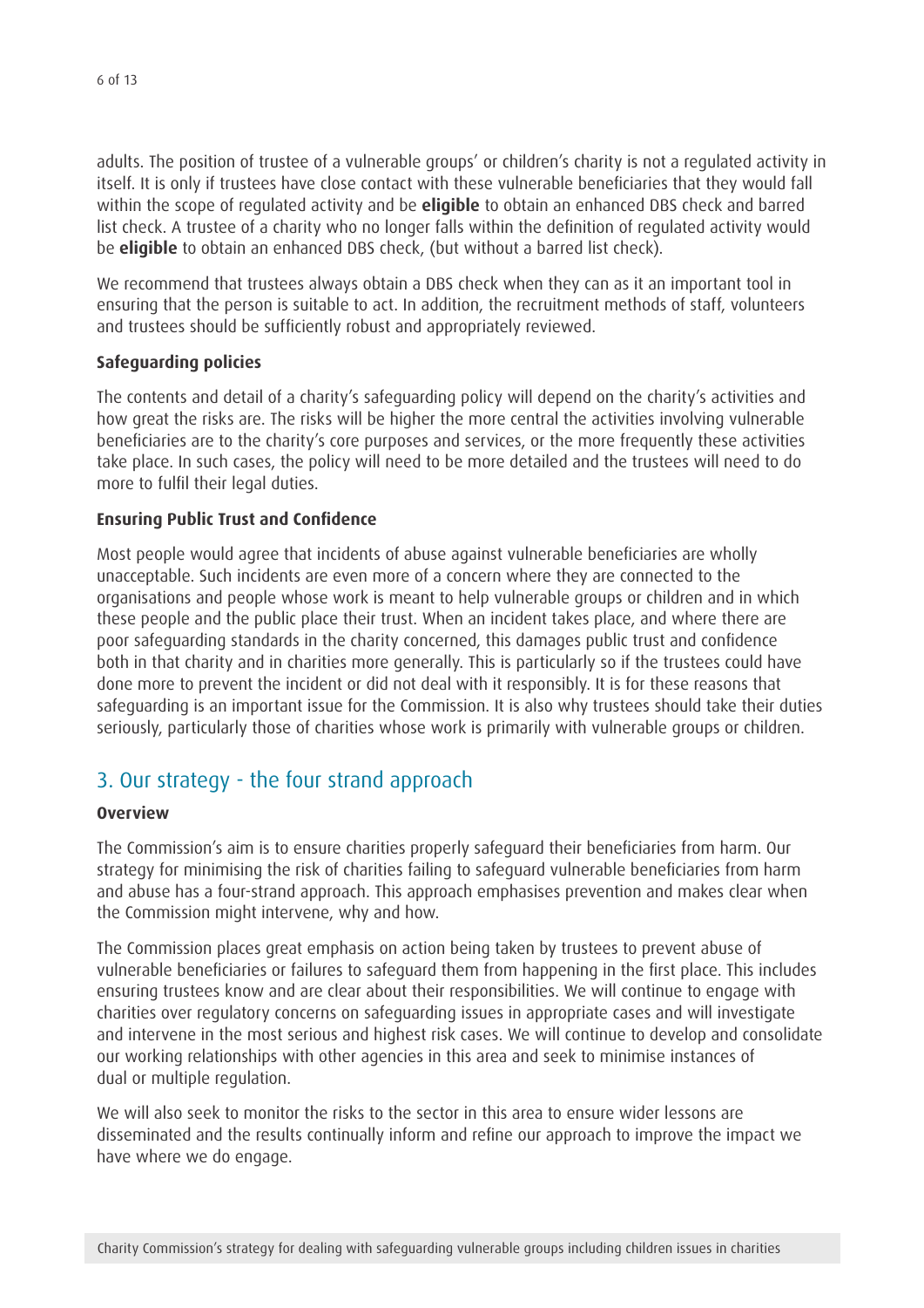adults. The position of trustee of a vulnerable groups' or children's charity is not a regulated activity in itself. It is only if trustees have close contact with these vulnerable beneficiaries that they would fall within the scope of regulated activity and be **eligible** to obtain an enhanced DBS check and barred list check. A trustee of a charity who no longer falls within the definition of regulated activity would be **eligible** to obtain an enhanced DBS check, (but without a barred list check).

We recommend that trustees always obtain a DBS check when they can as it an important tool in ensuring that the person is suitable to act. In addition, the recruitment methods of staff, volunteers and trustees should be sufficiently robust and appropriately reviewed.

**Safeguarding policies**

The contents and detail of a charity's safeguarding policy will depend on the charity's activities and how great the risks are. The risks will be higher the more central the activities involving vulnerable beneficiaries are to the charity's core purposes and services, or the more frequently these activities take place. In such cases, the policy will need to be more detailed and the trustees will need to do more to fulfil their legal duties.

**Ensuring Public Trust and Confidence**

Most people would agree that incidents of abuse against vulnerable beneficiaries are wholly unacceptable. Such incidents are even more of a concern where they are connected to the organisations and people whose work is meant to help vulnerable groups or children and in which these people and the public place their trust. When an incident takes place, and where there are poor safeguarding standards in the charity concerned, this damages public trust and confidence both in that charity and in charities more generally. This is particularly so if the trustees could have done more to prevent the incident or did not deal with it responsibly. It is for these reasons that safeguarding is an important issue for the Commission. It is also why trustees should take their duties seriously, particularly those of charities whose work is primarily with vulnerable groups or children.

## 3. Our strategy - the four strand approach

**Overview**

The Commission's aim is to ensure charities properly safeguard their beneficiaries from harm. Our strategy for minimising the risk of charities failing to safeguard vulnerable beneficiaries from harm and abuse has a four-strand approach. This approach emphasises prevention and makes clear when the Commission might intervene, why and how.

The Commission places great emphasis on action being taken by trustees to prevent abuse of vulnerable beneficiaries or failures to safeguard them from happening in the first place. This includes ensuring trustees know and are clear about their responsibilities. We will continue to engage with charities over regulatory concerns on safeguarding issues in appropriate cases and will investigate and intervene in the most serious and highest risk cases. We will continue to develop and consolidate our working relationships with other agencies in this area and seek to minimise instances of dual or multiple regulation.

We will also seek to monitor the risks to the sector in this area to ensure wider lessons are disseminated and the results continually inform and refine our approach to improve the impact we have where we do engage.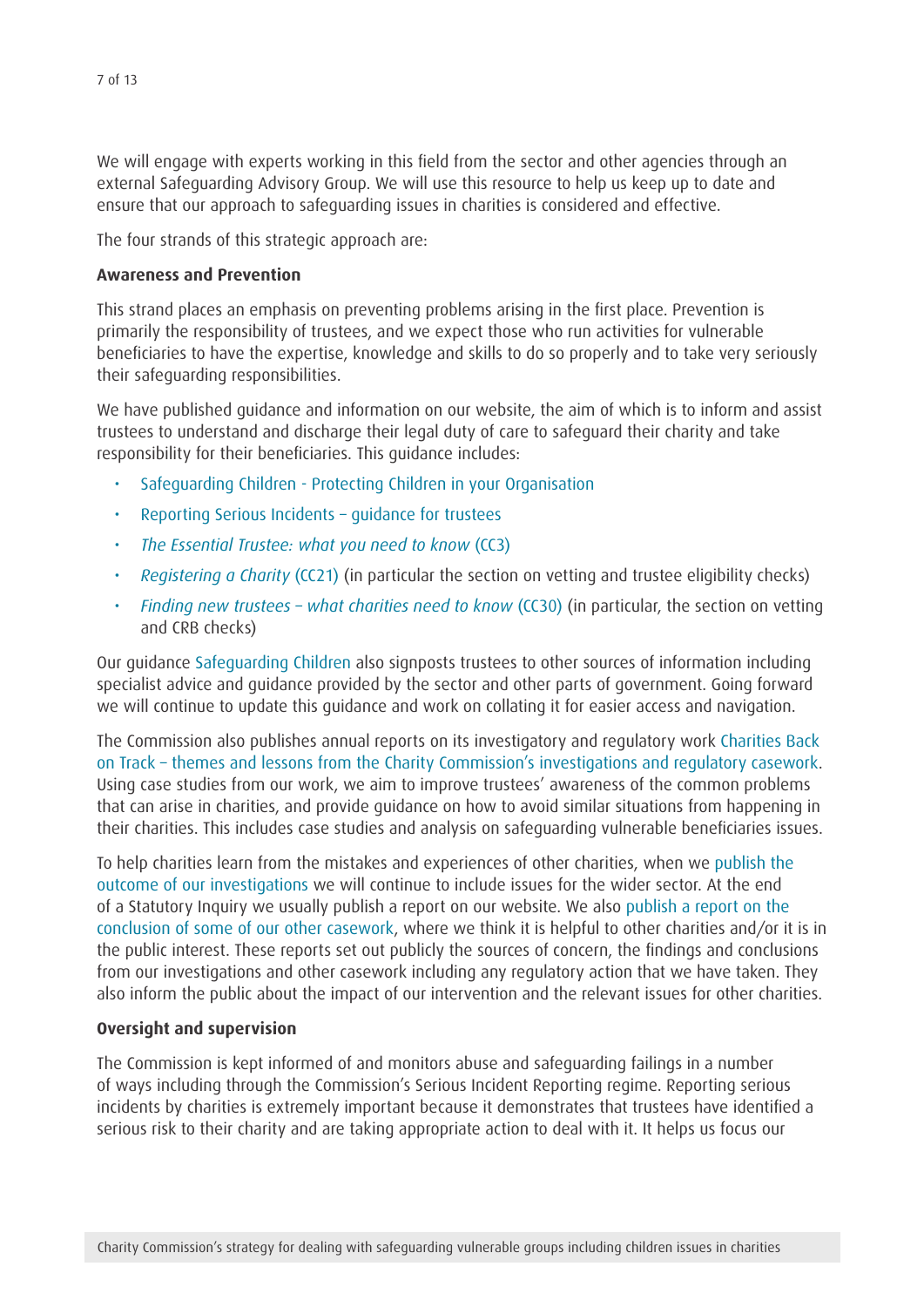We will engage with experts working in this field from the sector and other agencies through an external Safeguarding Advisory Group. We will use this resource to help us keep up to date and ensure that our approach to safeguarding issues in charities is considered and effective.

The four strands of this strategic approach are:

**Awareness and Prevention**

This strand places an emphasis on preventing problems arising in the first place. Prevention is primarily the responsibility of trustees, and we expect those who run activities for vulnerable beneficiaries to have the expertise, knowledge and skills to do so properly and to take very seriously their safeguarding responsibilities.

We have published guidance and information on our website, the aim of which is to inform and assist trustees to understand and discharge their legal duty of care to safeguard their charity and take responsibility for their beneficiaries. This guidance includes:

- Safeguarding Children - Protecting Children in your Organisation
- Reporting Serious Incidents – guidance for trustees
- *The Essential Trustee: what you need to know* (CC3)
- *Registering a Charity* (CC21) (in particular the section on vetting and trustee eligibility checks)
- *Finding new trustees – what charities need to know* (CC30) (in particular, the section on vetting and CRB checks)

Our guidance Safeguarding Children also signposts trustees to other sources of information including specialist advice and guidance provided by the sector and other parts of government. Going forward we will continue to update this guidance and work on collating it for easier access and navigation.

The Commission also publishes annual reports on its investigatory and regulatory work Charities Back on Track – themes and lessons from the Charity Commission's investigations and regulatory casework. Using case studies from our work, we aim to improve trustees' awareness of the common problems that can arise in charities, and provide guidance on how to avoid similar situations from happening in their charities. This includes case studies and analysis on safeguarding vulnerable beneficiaries issues.

To help charities learn from the mistakes and experiences of other charities, when we publish the outcome of our investigations we will continue to include issues for the wider sector. At the end of a Statutory Inquiry we usually publish a report on our website. We also publish a report on the conclusion of some of our other casework, where we think it is helpful to other charities and/or it is in the public interest. These reports set out publicly the sources of concern, the findings and conclusions from our investigations and other casework including any regulatory action that we have taken. They also inform the public about the impact of our intervention and the relevant issues for other charities.

**Oversight and supervision**

The Commission is kept informed of and monitors abuse and safeguarding failings in a number of ways including through the Commission's Serious Incident Reporting regime. Reporting serious incidents by charities is extremely important because it demonstrates that trustees have identified a serious risk to their charity and are taking appropriate action to deal with it. It helps us focus our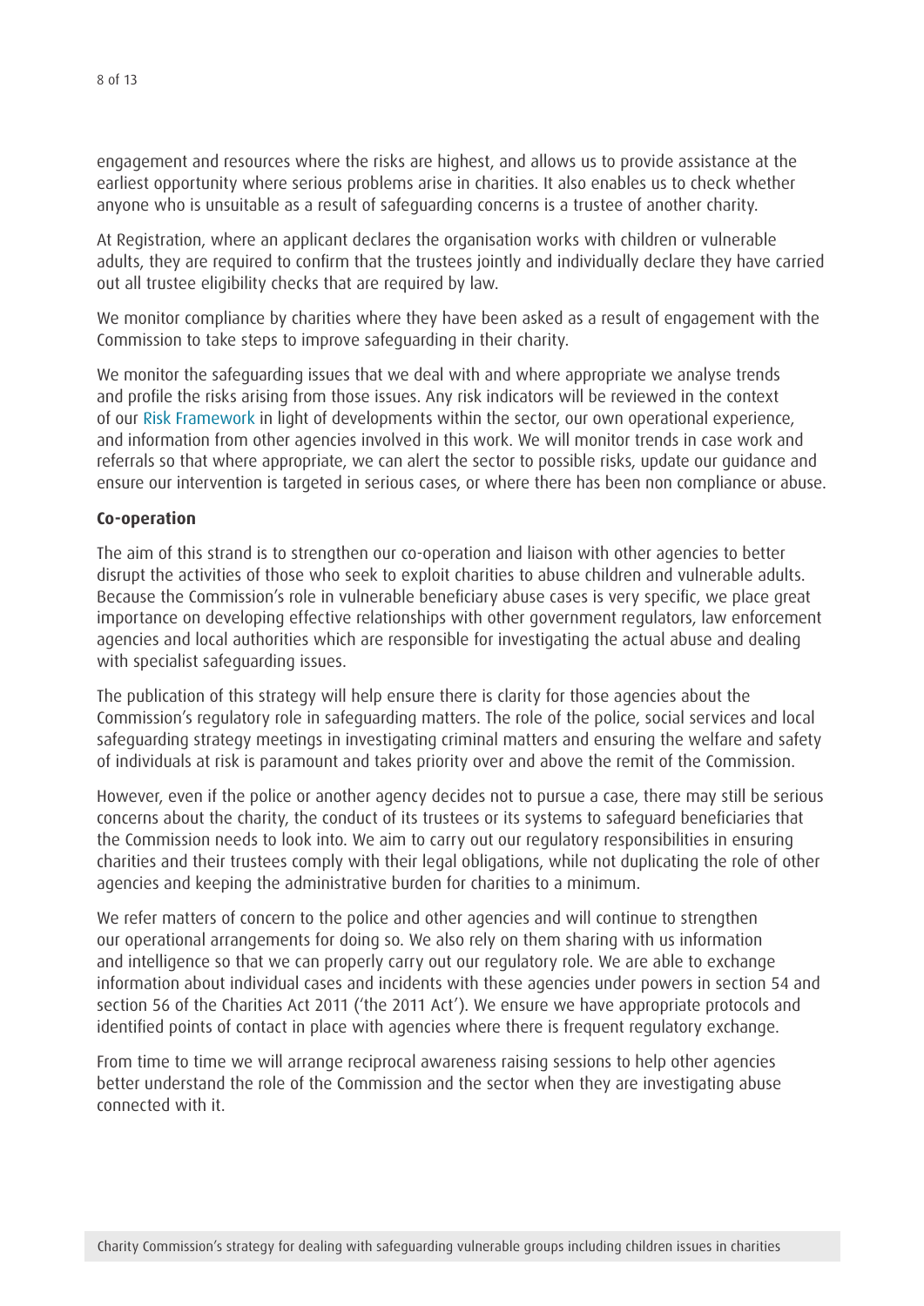engagement and resources where the risks are highest, and allows us to provide assistance at the earliest opportunity where serious problems arise in charities. It also enables us to check whether anyone who is unsuitable as a result of safeguarding concerns is a trustee of another charity.

At Registration, where an applicant declares the organisation works with children or vulnerable adults, they are required to confirm that the trustees jointly and individually declare they have carried out all trustee eligibility checks that are required by law.

We monitor compliance by charities where they have been asked as a result of engagement with the Commission to take steps to improve safeguarding in their charity.

We monitor the safeguarding issues that we deal with and where appropriate we analyse trends and profile the risks arising from those issues. Any risk indicators will be reviewed in the context of our Risk Framework in light of developments within the sector, our own operational experience, and information from other agencies involved in this work. We will monitor trends in case work and referrals so that where appropriate, we can alert the sector to possible risks, update our guidance and ensure our intervention is targeted in serious cases, or where there has been non compliance or abuse.

**Co-operation**

The aim of this strand is to strengthen our co-operation and liaison with other agencies to better disrupt the activities of those who seek to exploit charities to abuse children and vulnerable adults. Because the Commission's role in vulnerable beneficiary abuse cases is very specific, we place great importance on developing effective relationships with other government regulators, law enforcement agencies and local authorities which are responsible for investigating the actual abuse and dealing with specialist safeguarding issues.

The publication of this strategy will help ensure there is clarity for those agencies about the Commission's regulatory role in safeguarding matters. The role of the police, social services and local safeguarding strategy meetings in investigating criminal matters and ensuring the welfare and safety of individuals at risk is paramount and takes priority over and above the remit of the Commission.

However, even if the police or another agency decides not to pursue a case, there may still be serious concerns about the charity, the conduct of its trustees or its systems to safeguard beneficiaries that the Commission needs to look into. We aim to carry out our regulatory responsibilities in ensuring charities and their trustees comply with their legal obligations, while not duplicating the role of other agencies and keeping the administrative burden for charities to a minimum.

We refer matters of concern to the police and other agencies and will continue to strengthen our operational arrangements for doing so. We also rely on them sharing with us information and intelligence so that we can properly carry out our regulatory role. We are able to exchange information about individual cases and incidents with these agencies under powers in section 54 and section 56 of the Charities Act 2011 ('the 2011 Act'). We ensure we have appropriate protocols and identified points of contact in place with agencies where there is frequent regulatory exchange.

From time to time we will arrange reciprocal awareness raising sessions to help other agencies better understand the role of the Commission and the sector when they are investigating abuse connected with it.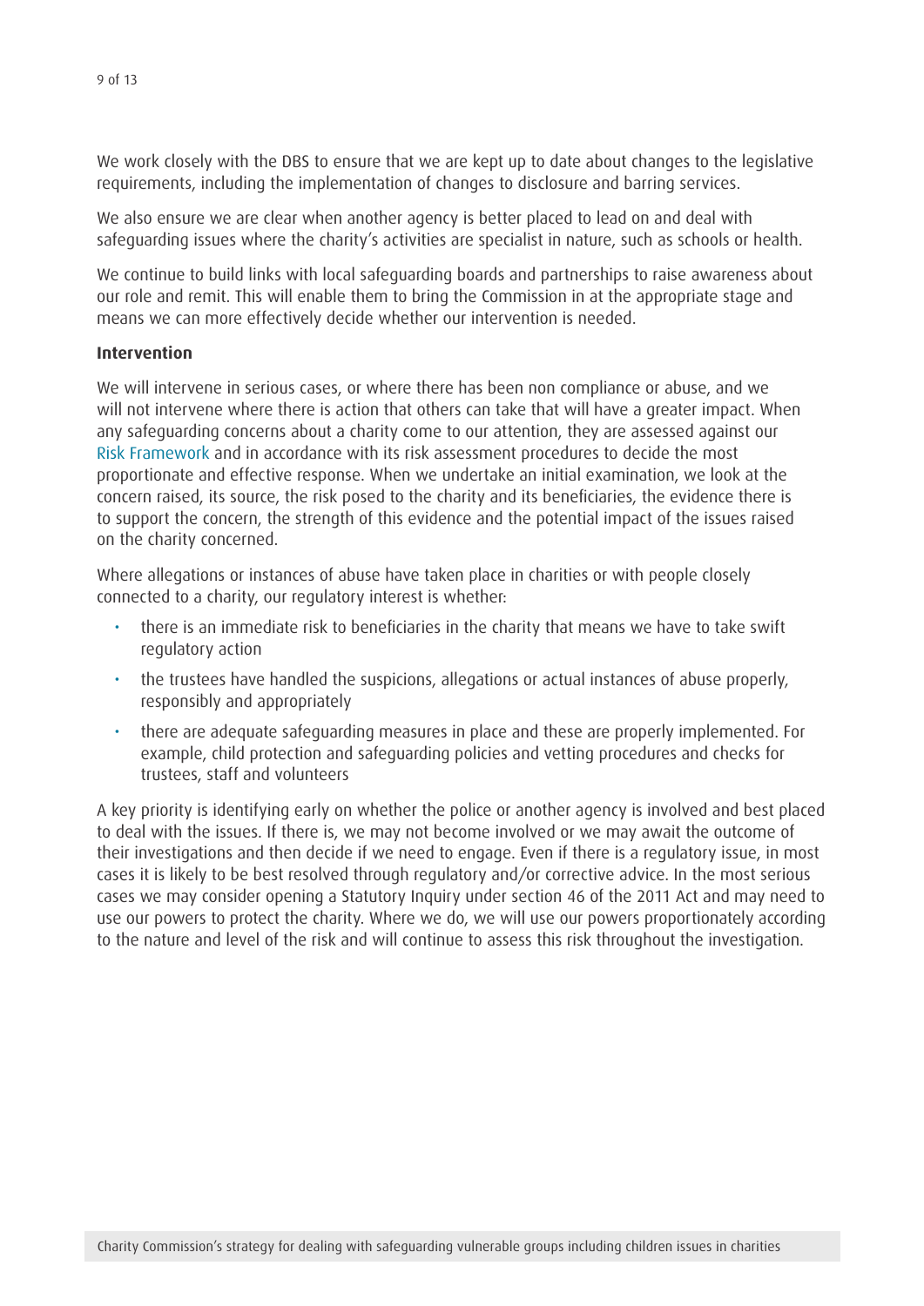We work closely with the DBS to ensure that we are kept up to date about changes to the legislative requirements, including the implementation of changes to disclosure and barring services.

We also ensure we are clear when another agency is better placed to lead on and deal with safeguarding issues where the charity's activities are specialist in nature, such as schools or health.

We continue to build links with local safeguarding boards and partnerships to raise awareness about our role and remit. This will enable them to bring the Commission in at the appropriate stage and means we can more effectively decide whether our intervention is needed.

**Intervention**

We will intervene in serious cases, or where there has been non compliance or abuse, and we will not intervene where there is action that others can take that will have a greater impact. When any safeguarding concerns about a charity come to our attention, they are assessed against our Risk Framework and in accordance with its risk assessment procedures to decide the most proportionate and effective response. When we undertake an initial examination, we look at the concern raised, its source, the risk posed to the charity and its beneficiaries, the evidence there is to support the concern, the strength of this evidence and the potential impact of the issues raised on the charity concerned.

Where allegations or instances of abuse have taken place in charities or with people closely connected to a charity, our regulatory interest is whether:

- there is an immediate risk to beneficiaries in the charity that means we have to take swift regulatory action
- the trustees have handled the suspicions, allegations or actual instances of abuse properly, responsibly and appropriately
- there are adequate safeguarding measures in place and these are properly implemented. For example, child protection and safeguarding policies and vetting procedures and checks for trustees, staff and volunteers

A key priority is identifying early on whether the police or another agency is involved and best placed to deal with the issues. If there is, we may not become involved or we may await the outcome of their investigations and then decide if we need to engage. Even if there is a regulatory issue, in most cases it is likely to be best resolved through regulatory and/or corrective advice. In the most serious cases we may consider opening a Statutory Inquiry under section 46 of the 2011 Act and may need to use our powers to protect the charity. Where we do, we will use our powers proportionately according to the nature and level of the risk and will continue to assess this risk throughout the investigation.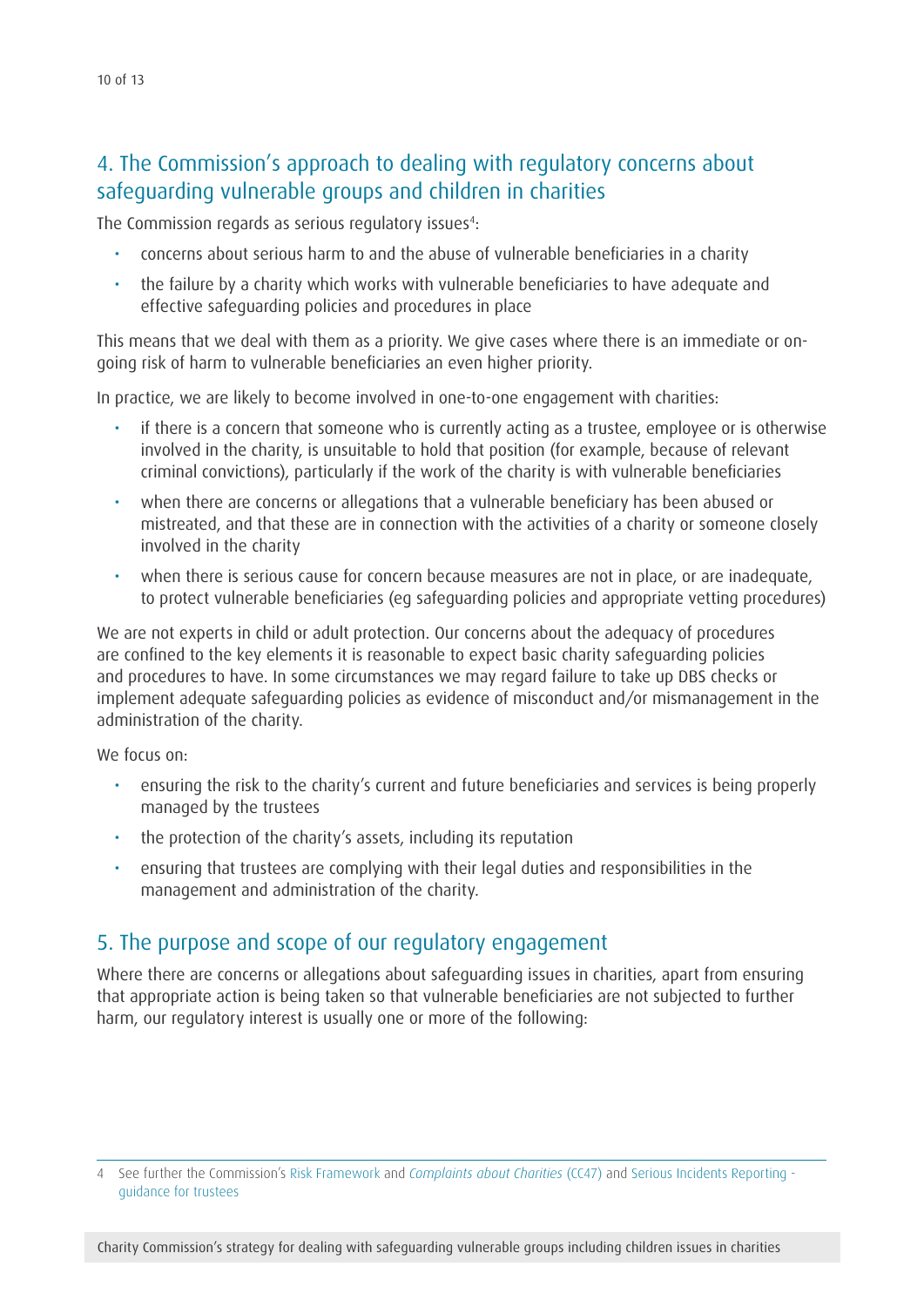## 4. The Commission's approach to dealing with regulatory concerns about safeguarding vulnerable groups and children in charities

The Commission regards as serious regulatory issues[4]:

- concerns about serious harm to and the abuse of vulnerable beneficiaries in a charity
- the failure by a charity which works with vulnerable beneficiaries to have adequate and effective safeguarding policies and procedures in place

This means that we deal with them as a priority. We give cases where there is an immediate or on-going risk of harm to vulnerable beneficiaries an even higher priority.

In practice, we are likely to become involved in one-to-one engagement with charities:

- if there is a concern that someone who is currently acting as a trustee, employee or is otherwise involved in the charity, is unsuitable to hold that position (for example, because of relevant criminal convictions), particularly if the work of the charity is with vulnerable beneficiaries
- when there are concerns or allegations that a vulnerable beneficiary has been abused or mistreated, and that these are in connection with the activities of a charity or someone closely involved in the charity
- when there is serious cause for concern because measures are not in place, or are inadequate, to protect vulnerable beneficiaries (eg safeguarding policies and appropriate vetting procedures)

We are not experts in child or adult protection. Our concerns about the adequacy of procedures are confined to the key elements it is reasonable to expect basic charity safeguarding policies and procedures to have. In some circumstances we may regard failure to take up DBS checks or implement adequate safeguarding policies as evidence of misconduct and/or mismanagement in the administration of the charity.

We focus on:

- ensuring the risk to the charity's current and future beneficiaries and services is being properly managed by the trustees
- the protection of the charity's assets, including its reputation
- ensuring that trustees are complying with their legal duties and responsibilities in the management and administration of the charity.

## 5. The purpose and scope of our regulatory engagement

Where there are concerns or allegations about safeguarding issues in charities, apart from ensuring that appropriate action is being taken so that vulnerable beneficiaries are not subjected to further harm, our regulatory interest is usually one or more of the following:

---

4 See further the Commission's Risk Framework and *Complaints about Charities* (CC47) and Serious Incidents Reporting - guidance for trustees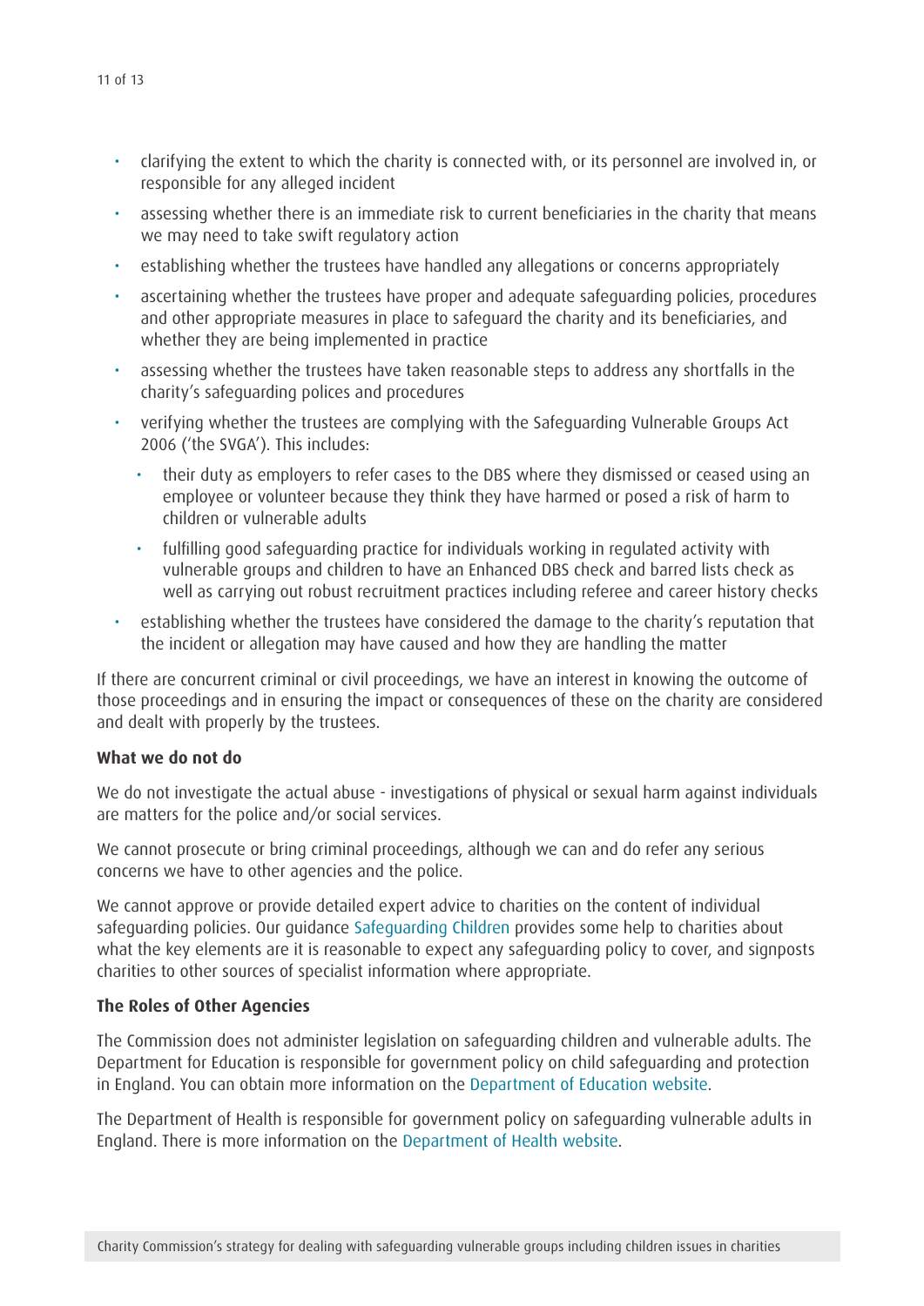- clarifying the extent to which the charity is connected with, or its personnel are involved in, or responsible for any alleged incident
- assessing whether there is an immediate risk to current beneficiaries in the charity that means we may need to take swift regulatory action
- establishing whether the trustees have handled any allegations or concerns appropriately
- ascertaining whether the trustees have proper and adequate safeguarding policies, procedures and other appropriate measures in place to safeguard the charity and its beneficiaries, and whether they are being implemented in practice
- assessing whether the trustees have taken reasonable steps to address any shortfalls in the charity's safeguarding polices and procedures
- verifying whether the trustees are complying with the Safeguarding Vulnerable Groups Act 2006 ('the SVGA'). This includes:
  - their duty as employers to refer cases to the DBS where they dismissed or ceased using an employee or volunteer because they think they have harmed or posed a risk of harm to children or vulnerable adults
  - fulfilling good safeguarding practice for individuals working in regulated activity with vulnerable groups and children to have an Enhanced DBS check and barred lists check as well as carrying out robust recruitment practices including referee and career history checks
- establishing whether the trustees have considered the damage to the charity's reputation that the incident or allegation may have caused and how they are handling the matter

If there are concurrent criminal or civil proceedings, we have an interest in knowing the outcome of those proceedings and in ensuring the impact or consequences of these on the charity are considered and dealt with properly by the trustees.

**What we do not do**

We do not investigate the actual abuse - investigations of physical or sexual harm against individuals are matters for the police and/or social services.

We cannot prosecute or bring criminal proceedings, although we can and do refer any serious concerns we have to other agencies and the police.

We cannot approve or provide detailed expert advice to charities on the content of individual safeguarding policies. Our guidance Safeguarding Children provides some help to charities about what the key elements are it is reasonable to expect any safeguarding policy to cover, and signposts charities to other sources of specialist information where appropriate.

**The Roles of Other Agencies**

The Commission does not administer legislation on safeguarding children and vulnerable adults. The Department for Education is responsible for government policy on child safeguarding and protection in England. You can obtain more information on the Department of Education website.

The Department of Health is responsible for government policy on safeguarding vulnerable adults in England. There is more information on the Department of Health website.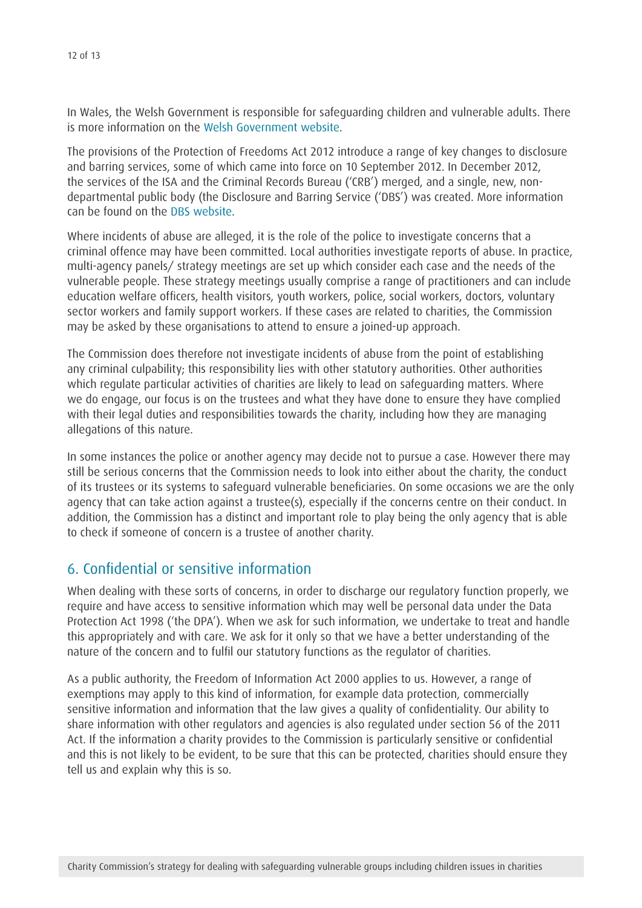In Wales, the Welsh Government is responsible for safeguarding children and vulnerable adults. There is more information on the Welsh Government website.

The provisions of the Protection of Freedoms Act 2012 introduce a range of key changes to disclosure and barring services, some of which came into force on 10 September 2012. In December 2012, the services of the ISA and the Criminal Records Bureau ('CRB') merged, and a single, new, non-departmental public body (the Disclosure and Barring Service ('DBS') was created. More information can be found on the DBS website.

Where incidents of abuse are alleged, it is the role of the police to investigate concerns that a criminal offence may have been committed. Local authorities investigate reports of abuse. In practice, multi-agency panels/ strategy meetings are set up which consider each case and the needs of the vulnerable people. These strategy meetings usually comprise a range of practitioners and can include education welfare officers, health visitors, youth workers, police, social workers, doctors, voluntary sector workers and family support workers. If these cases are related to charities, the Commission may be asked by these organisations to attend to ensure a joined-up approach.

The Commission does therefore not investigate incidents of abuse from the point of establishing any criminal culpability; this responsibility lies with other statutory authorities. Other authorities which regulate particular activities of charities are likely to lead on safeguarding matters. Where we do engage, our focus is on the trustees and what they have done to ensure they have complied with their legal duties and responsibilities towards the charity, including how they are managing allegations of this nature.

In some instances the police or another agency may decide not to pursue a case. However there may still be serious concerns that the Commission needs to look into either about the charity, the conduct of its trustees or its systems to safeguard vulnerable beneficiaries. On some occasions we are the only agency that can take action against a trustee(s), especially if the concerns centre on their conduct. In addition, the Commission has a distinct and important role to play being the only agency that is able to check if someone of concern is a trustee of another charity.

## 6. Confidential or sensitive information

When dealing with these sorts of concerns, in order to discharge our regulatory function properly, we require and have access to sensitive information which may well be personal data under the Data Protection Act 1998 ('the DPA'). When we ask for such information, we undertake to treat and handle this appropriately and with care. We ask for it only so that we have a better understanding of the nature of the concern and to fulfil our statutory functions as the regulator of charities.

As a public authority, the Freedom of Information Act 2000 applies to us. However, a range of exemptions may apply to this kind of information, for example data protection, commercially sensitive information and information that the law gives a quality of confidentiality. Our ability to share information with other regulators and agencies is also regulated under section 56 of the 2011 Act. If the information a charity provides to the Commission is particularly sensitive or confidential and this is not likely to be evident, to be sure that this can be protected, charities should ensure they tell us and explain why this is so.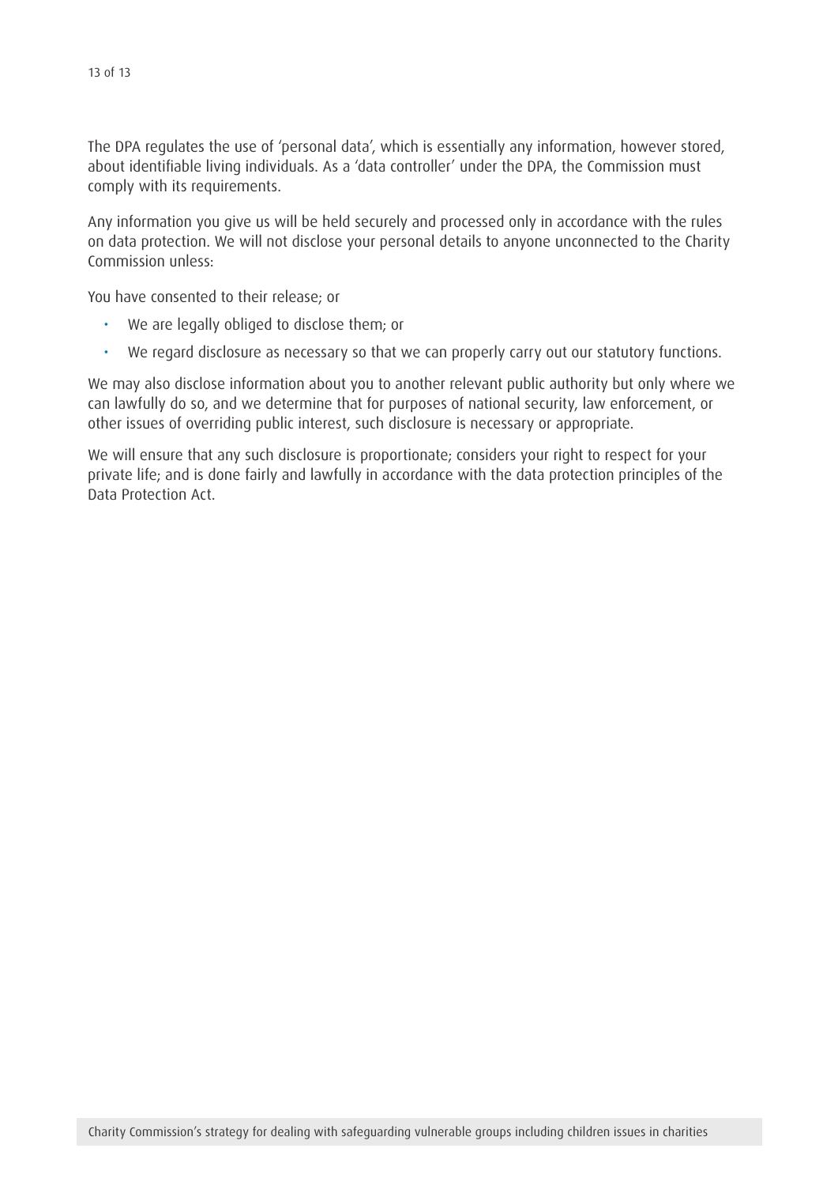The DPA regulates the use of 'personal data', which is essentially any information, however stored, about identifiable living individuals. As a 'data controller' under the DPA, the Commission must comply with its requirements.

Any information you give us will be held securely and processed only in accordance with the rules on data protection. We will not disclose your personal details to anyone unconnected to the Charity Commission unless:

You have consented to their release; or

- We are legally obliged to disclose them; or
- We regard disclosure as necessary so that we can properly carry out our statutory functions.

We may also disclose information about you to another relevant public authority but only where we can lawfully do so, and we determine that for purposes of national security, law enforcement, or other issues of overriding public interest, such disclosure is necessary or appropriate.

We will ensure that any such disclosure is proportionate; considers your right to respect for your private life; and is done fairly and lawfully in accordance with the data protection principles of the Data Protection Act.